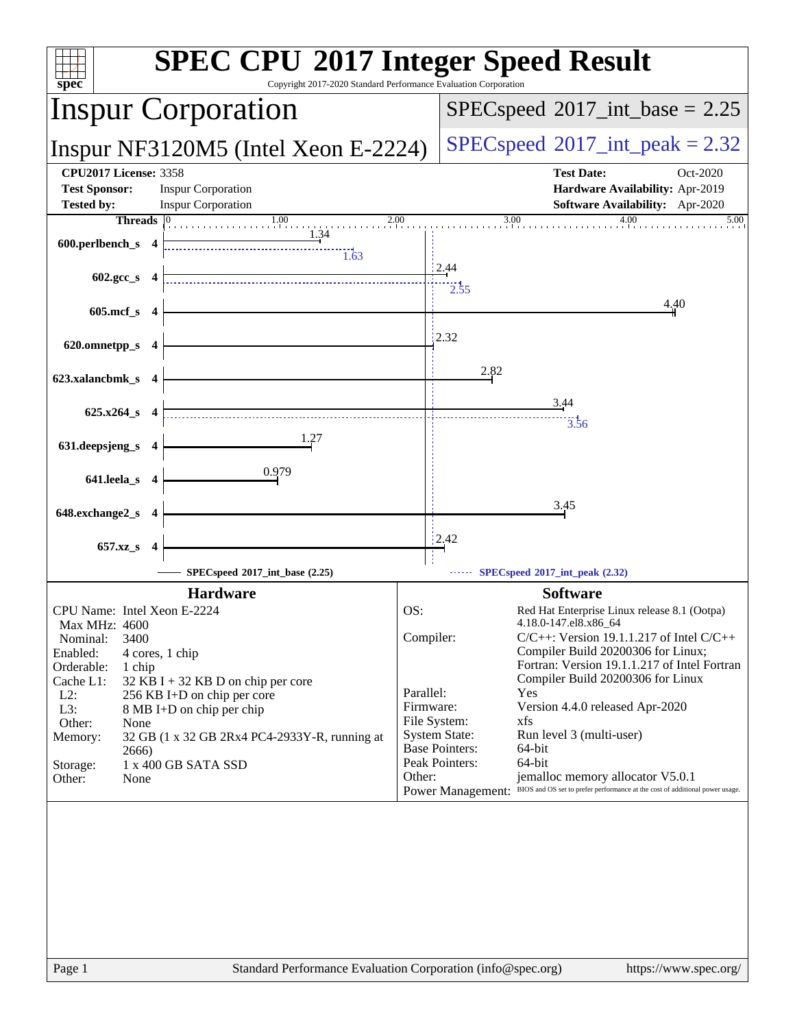# SPEC CPU 2017 Integer Speed Result

Copyright 2017-2020 Standard Performance Evaluation Corporation

## Inspur Corporation

## Inspur NF3120M5 (Intel Xeon E-2224)

SPECspeed 2017_int_base = 2.25

SPECspeed 2017_int_peak = 2.32

**CPU2017 License:** 3358
**Test Sponsor:** Inspur Corporation
**Tested by:** Inspur Corporation

**Test Date:** Oct-2020
**Hardware Availability:** Apr-2019
**Software Availability:** Apr-2020

| Benchmark | Threads | Base | Peak |
|---|---|---|---|
| 600.perlbench_s | 4 | 1.34 | 1.63 |
| 602.gcc_s | 4 | 2.44 | 2.55 |
| 605.mcf_s | 4 | 4.40 | |
| 620.omnetpp_s | 4 | 2.32 | |
| 623.xalancbmk_s | 4 | 2.82 | |
| 625.x264_s | 4 | 3.44 | 3.56 |
| 631.deepsjeng_s | 4 | 1.27 | |
| 641.leela_s | 4 | 0.979 | |
| 648.exchange2_s | 4 | 3.45 | |
| 657.xz_s | 4 | 2.42 | |

SPECspeed 2017_int_base (2.25) — SPECspeed 2017_int_peak (2.32)

### Hardware

| | |
|---|---|
| CPU Name: | Intel Xeon E-2224 |
| Max MHz: | 4600 |
| Nominal: | 3400 |
| Enabled: | 4 cores, 1 chip |
| Orderable: | 1 chip |
| Cache L1: | 32 KB I + 32 KB D on chip per core |
| L2: | 256 KB I+D on chip per core |
| L3: | 8 MB I+D on chip per chip |
| Other: | None |
| Memory: | 32 GB (1 x 32 GB 2Rx4 PC4-2933Y-R, running at 2666) |
| Storage: | 1 x 400 GB SATA SSD |
| Other: | None |

### Software

| | |
|---|---|
| OS: | Red Hat Enterprise Linux release 8.1 (Ootpa) 4.18.0-147.el8.x86_64 |
| Compiler: | C/C++: Version 19.1.1.217 of Intel C/C++ Compiler Build 20200306 for Linux; Fortran: Version 19.1.1.217 of Intel Fortran Compiler Build 20200306 for Linux |
| Parallel: | Yes |
| Firmware: | Version 4.4.0 released Apr-2020 |
| File System: | xfs |
| System State: | Run level 3 (multi-user) |
| Base Pointers: | 64-bit |
| Peak Pointers: | 64-bit |
| Other: | jemalloc memory allocator V5.0.1 |
| Power Management: | BIOS and OS set to prefer performance at the cost of additional power usage. |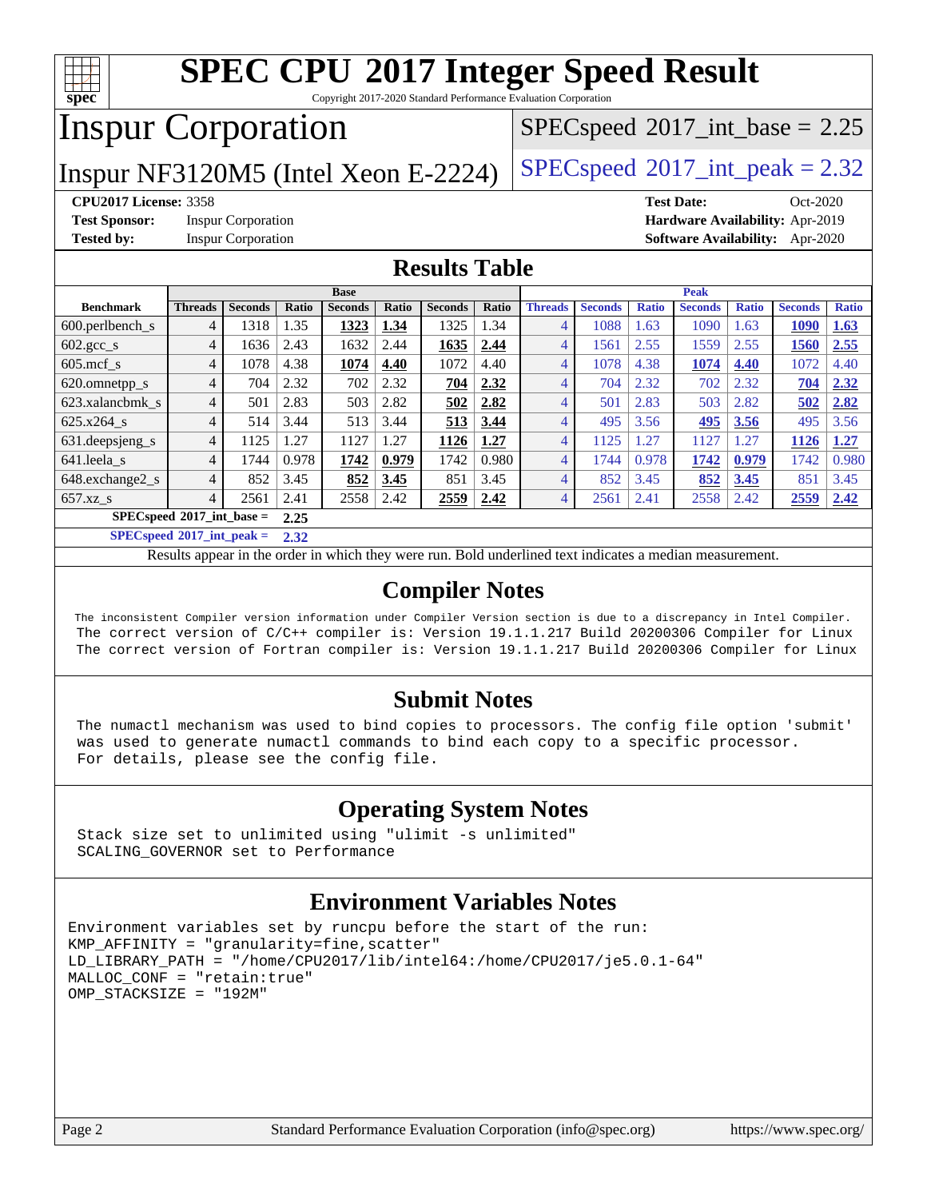# SPEC CPU 2017 Integer Speed Result

Copyright 2017-2020 Standard Performance Evaluation Corporation

# Inspur Corporation

## Inspur NF3120M5 (Intel Xeon E-2224)

SPECspeed 2017_int_base = 2.25

SPECspeed 2017_int_peak = 2.32

**CPU2017 License:** 3358
**Test Sponsor:** Inspur Corporation
**Tested by:** Inspur Corporation

**Test Date:** Oct-2020
**Hardware Availability:** Apr-2019
**Software Availability:** Apr-2020

## Results Table

| | Base | | | | | | | Peak | | | | | | |
|---|---|---|---|---|---|---|---|---|---|---|---|---|---|---|
| **Benchmark** | **Threads** | **Seconds** | **Ratio** | **Seconds** | **Ratio** | **Seconds** | **Ratio** | **Threads** | **Seconds** | **Ratio** | **Seconds** | **Ratio** | **Seconds** | **Ratio** |
| 600.perlbench_s | 4 | 1318 | 1.35 | **1323** | **1.34** | 1325 | 1.34 | 4 | 1088 | 1.63 | 1090 | 1.63 | **1090** | **1.63** |
| 602.gcc_s | 4 | 1636 | 2.43 | 1632 | 2.44 | **1635** | **2.44** | 4 | 1561 | 2.55 | 1559 | 2.55 | **1560** | **2.55** |
| 605.mcf_s | 4 | 1078 | 4.38 | **1074** | **4.40** | 1072 | 4.40 | 4 | 1078 | 4.38 | **1074** | **4.40** | 1072 | 4.40 |
| 620.omnetpp_s | 4 | 704 | 2.32 | 702 | 2.32 | **704** | **2.32** | 4 | 704 | 2.32 | 702 | 2.32 | **704** | **2.32** |
| 623.xalancbmk_s | 4 | 501 | 2.83 | 503 | 2.82 | **502** | **2.82** | 4 | 501 | 2.83 | 503 | 2.82 | **502** | **2.82** |
| 625.x264_s | 4 | 514 | 3.44 | 513 | 3.44 | **513** | **3.44** | 4 | 495 | 3.56 | **495** | **3.56** | 495 | 3.56 |
| 631.deepsjeng_s | 4 | 1125 | 1.27 | 1127 | 1.27 | **1126** | **1.27** | 4 | 1125 | 1.27 | 1127 | 1.27 | **1126** | **1.27** |
| 641.leela_s | 4 | 1744 | 0.978 | **1742** | **0.979** | 1742 | 0.980 | 4 | 1744 | 0.978 | **1742** | **0.979** | 1742 | 0.980 |
| 648.exchange2_s | 4 | 852 | 3.45 | **852** | **3.45** | 851 | 3.45 | 4 | 852 | 3.45 | **852** | **3.45** | 851 | 3.45 |
| 657.xz_s | 4 | 2561 | 2.41 | 2558 | 2.42 | **2559** | **2.42** | 4 | 2561 | 2.41 | 2558 | 2.42 | **2559** | **2.42** |

**SPECspeed 2017_int_base = 2.25**

**SPECspeed 2017_int_peak = 2.32**

Results appear in the order in which they were run. Bold underlined text indicates a median measurement.

## Compiler Notes

The inconsistent Compiler version information under Compiler Version section is due to a discrepancy in Intel Compiler.
The correct version of C/C++ compiler is: Version 19.1.1.217 Build 20200306 Compiler for Linux
The correct version of Fortran compiler is: Version 19.1.1.217 Build 20200306 Compiler for Linux

## Submit Notes

The numactl mechanism was used to bind copies to processors. The config file option 'submit'
was used to generate numactl commands to bind each copy to a specific processor.
For details, please see the config file.

## Operating System Notes

Stack size set to unlimited using "ulimit -s unlimited"
SCALING_GOVERNOR set to Performance

## Environment Variables Notes

```
Environment variables set by runcpu before the start of the run:
KMP_AFFINITY = "granularity=fine,scatter"
LD_LIBRARY_PATH = "/home/CPU2017/lib/intel64:/home/CPU2017/je5.0.1-64"
MALLOC_CONF = "retain:true"
OMP_STACKSIZE = "192M"
```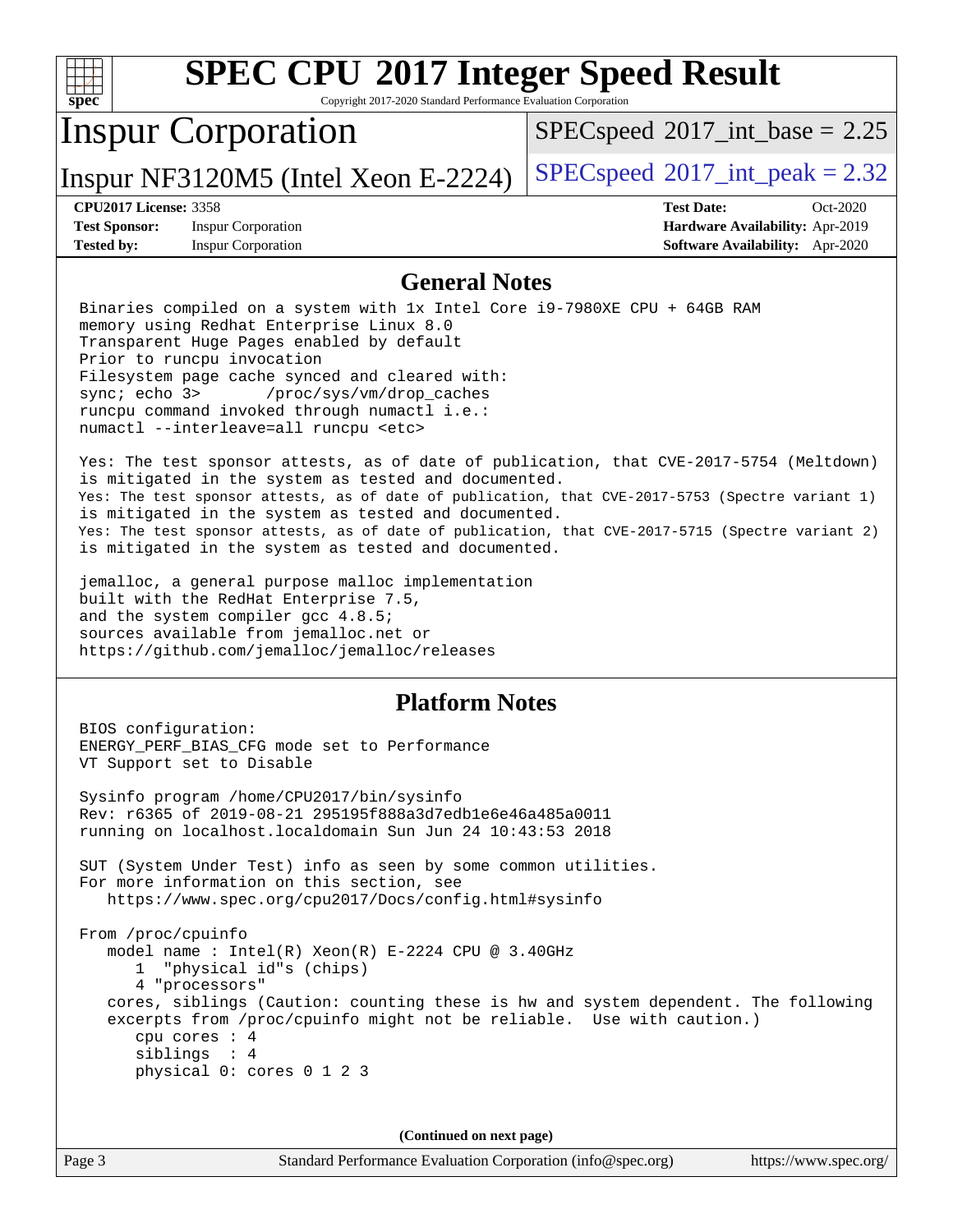# SPEC CPU 2017 Integer Speed Result

Copyright 2017-2020 Standard Performance Evaluation Corporation

## Inspur Corporation

**Inspur NF3120M5 (Intel Xeon E-2224)**

SPECspeed 2017_int_base = 2.25

SPECspeed 2017_int_peak = 2.32

| | | | |
|---|---|---|---|
| **CPU2017 License:** | 3358 | **Test Date:** | Oct-2020 |
| **Test Sponsor:** | Inspur Corporation | **Hardware Availability:** | Apr-2019 |
| **Tested by:** | Inspur Corporation | **Software Availability:** | Apr-2020 |

## General Notes

```
Binaries compiled on a system with 1x Intel Core i9-7980XE CPU + 64GB RAM
memory using Redhat Enterprise Linux 8.0
Transparent Huge Pages enabled by default
Prior to runcpu invocation
Filesystem page cache synced and cleared with:
sync; echo 3>       /proc/sys/vm/drop_caches
runcpu command invoked through numactl i.e.:
numactl --interleave=all runcpu <etc>

Yes: The test sponsor attests, as of date of publication, that CVE-2017-5754 (Meltdown)
is mitigated in the system as tested and documented.
Yes: The test sponsor attests, as of date of publication, that CVE-2017-5753 (Spectre variant 1)
is mitigated in the system as tested and documented.
Yes: The test sponsor attests, as of date of publication, that CVE-2017-5715 (Spectre variant 2)
is mitigated in the system as tested and documented.

jemalloc, a general purpose malloc implementation
built with the RedHat Enterprise 7.5,
and the system compiler gcc 4.8.5;
sources available from jemalloc.net or
https://github.com/jemalloc/jemalloc/releases
```

## Platform Notes

```
BIOS configuration:
ENERGY_PERF_BIAS_CFG mode set to Performance
VT Support set to Disable

Sysinfo program /home/CPU2017/bin/sysinfo
Rev: r6365 of 2019-08-21 295195f888a3d7edb1e6e46a485a0011
running on localhost.localdomain Sun Jun 24 10:43:53 2018

SUT (System Under Test) info as seen by some common utilities.
For more information on this section, see
   https://www.spec.org/cpu2017/Docs/config.html#sysinfo

From /proc/cpuinfo
   model name : Intel(R) Xeon(R) E-2224 CPU @ 3.40GHz
      1  "physical id"s (chips)
      4 "processors"
   cores, siblings (Caution: counting these is hw and system dependent. The following
   excerpts from /proc/cpuinfo might not be reliable.  Use with caution.)
      cpu cores : 4
      siblings  : 4
      physical 0: cores 0 1 2 3
```

**(Continued on next page)**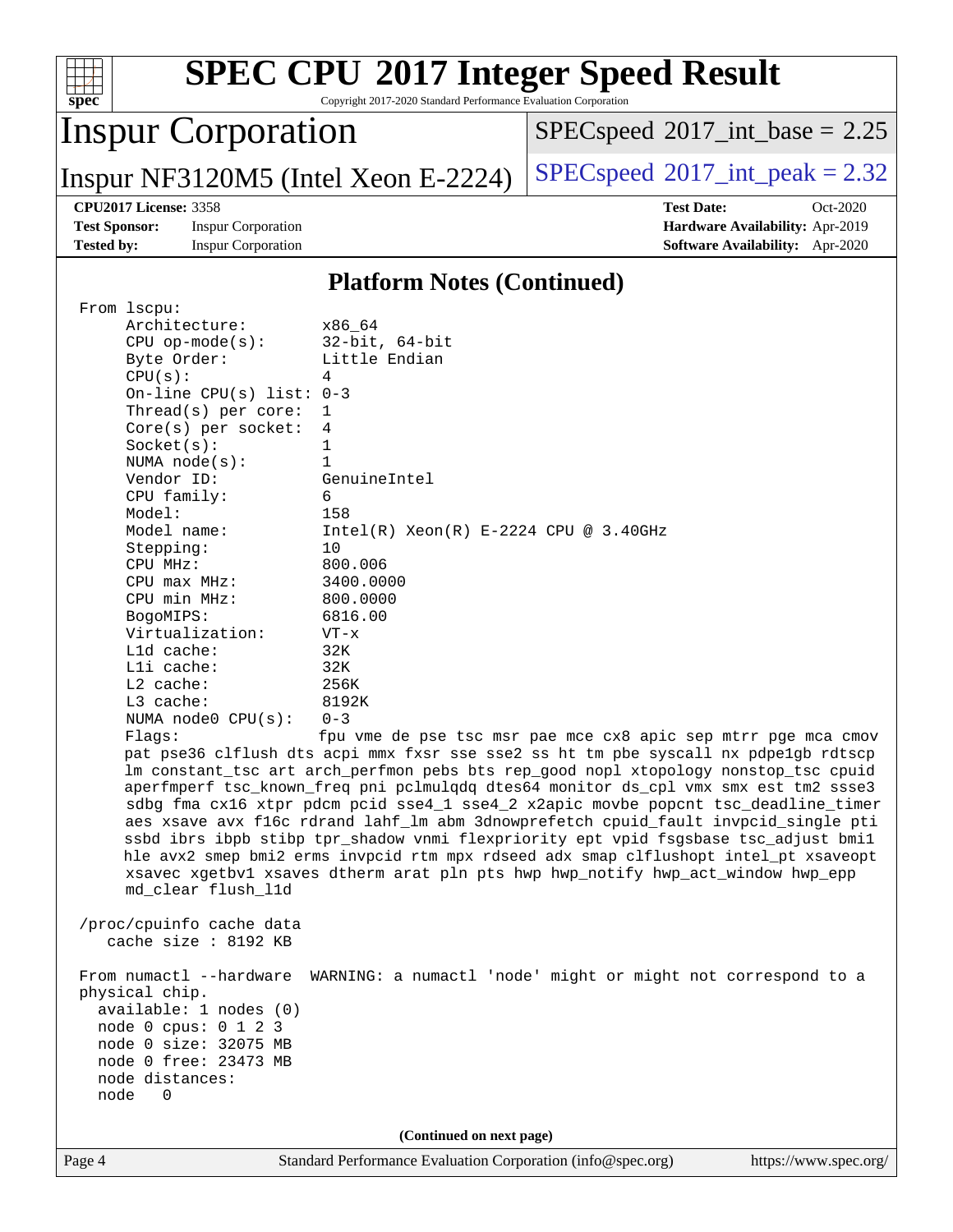# SPEC CPU 2017 Integer Speed Result

Copyright 2017-2020 Standard Performance Evaluation Corporation

## Inspur Corporation

Inspur NF3120M5 (Intel Xeon E-2224)

SPECspeed 2017_int_base = 2.25

SPECspeed 2017_int_peak = 2.32

**CPU2017 License:** 3358
**Test Sponsor:** Inspur Corporation
**Tested by:** Inspur Corporation

**Test Date:** Oct-2020
**Hardware Availability:** Apr-2019
**Software Availability:** Apr-2020

### Platform Notes (Continued)

```
 From lscpu:
      Architecture:          x86_64
      CPU op-mode(s):        32-bit, 64-bit
      Byte Order:            Little Endian
      CPU(s):                4
      On-line CPU(s) list: 0-3
      Thread(s) per core:  1
      Core(s) per socket:  4
      Socket(s):             1
      NUMA node(s):          1
      Vendor ID:             GenuineIntel
      CPU family:            6
      Model:                 158
      Model name:            Intel(R) Xeon(R) E-2224 CPU @ 3.40GHz
      Stepping:              10
      CPU MHz:               800.006
      CPU max MHz:           3400.0000
      CPU min MHz:           800.0000
      BogoMIPS:              6816.00
      Virtualization:        VT-x
      L1d cache:             32K
      L1i cache:             32K
      L2 cache:              256K
      L3 cache:              8192K
      NUMA node0 CPU(s):   0-3
      Flags:                 fpu vme de pse tsc msr pae mce cx8 apic sep mtrr pge mca cmov
      pat pse36 clflush dts acpi mmx fxsr sse sse2 ss ht tm pbe syscall nx pdpe1gb rdtscp
      lm constant_tsc art arch_perfmon pebs bts rep_good nopl xtopology nonstop_tsc cpuid
      aperfmperf tsc_known_freq pni pclmulqdq dtes64 monitor ds_cpl vmx smx est tm2 ssse3
      sdbg fma cx16 xtpr pdcm pcid sse4_1 sse4_2 x2apic movbe popcnt tsc_deadline_timer
      aes xsave avx f16c rdrand lahf_lm abm 3dnowprefetch cpuid_fault invpcid_single pti
      ssbd ibrs ibpb stibp tpr_shadow vnmi flexpriority ept vpid fsgsbase tsc_adjust bmi1
      hle avx2 smep bmi2 erms invpcid rtm mpx rdseed adx smap clflushopt intel_pt xsaveopt
      xsavec xgetbv1 xsaves dtherm arat pln pts hwp hwp_notify hwp_act_window hwp_epp
      md_clear flush_l1d

 /proc/cpuinfo cache data
    cache size : 8192 KB

 From numactl --hardware  WARNING: a numactl 'node' might or might not correspond to a
 physical chip.
   available: 1 nodes (0)
   node 0 cpus: 0 1 2 3
   node 0 size: 32075 MB
   node 0 free: 23473 MB
   node distances:
   node   0
```

(Continued on next page)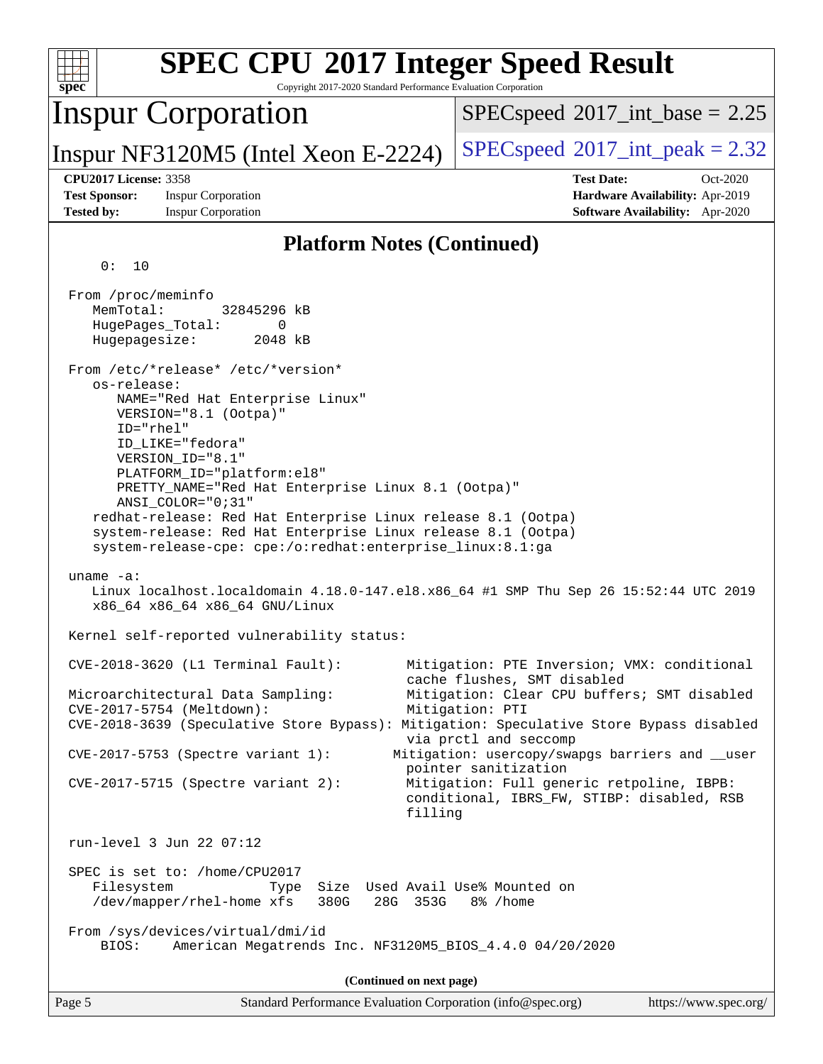# SPEC CPU 2017 Integer Speed Result

Copyright 2017-2020 Standard Performance Evaluation Corporation

## Inspur Corporation

Inspur NF3120M5 (Intel Xeon E-2224)

SPECspeed 2017_int_base = 2.25

SPECspeed 2017_int_peak = 2.32

**CPU2017 License:** 3358
**Test Sponsor:** Inspur Corporation
**Tested by:** Inspur Corporation

**Test Date:** Oct-2020
**Hardware Availability:** Apr-2019
**Software Availability:** Apr-2020

### Platform Notes (Continued)

```
     0:  10

 From /proc/meminfo
    MemTotal:       32845296 kB
    HugePages_Total:       0
    Hugepagesize:       2048 kB

 From /etc/*release* /etc/*version*
    os-release:
       NAME="Red Hat Enterprise Linux"
       VERSION="8.1 (Ootpa)"
       ID="rhel"
       ID_LIKE="fedora"
       VERSION_ID="8.1"
       PLATFORM_ID="platform:el8"
       PRETTY_NAME="Red Hat Enterprise Linux 8.1 (Ootpa)"
       ANSI_COLOR="0;31"
    redhat-release: Red Hat Enterprise Linux release 8.1 (Ootpa)
    system-release: Red Hat Enterprise Linux release 8.1 (Ootpa)
    system-release-cpe: cpe:/o:redhat:enterprise_linux:8.1:ga

 uname -a:
    Linux localhost.localdomain 4.18.0-147.el8.x86_64 #1 SMP Thu Sep 26 15:52:44 UTC 2019
    x86_64 x86_64 x86_64 GNU/Linux

 Kernel self-reported vulnerability status:

 CVE-2018-3620 (L1 Terminal Fault):         Mitigation: PTE Inversion; VMX: conditional
                                             cache flushes, SMT disabled
 Microarchitectural Data Sampling:          Mitigation: Clear CPU buffers; SMT disabled
 CVE-2017-5754 (Meltdown):                  Mitigation: PTI
 CVE-2018-3639 (Speculative Store Bypass): Mitigation: Speculative Store Bypass disabled
                                             via prctl and seccomp
 CVE-2017-5753 (Spectre variant 1):        Mitigation: usercopy/swapgs barriers and __user
                                             pointer sanitization
 CVE-2017-5715 (Spectre variant 2):         Mitigation: Full generic retpoline, IBPB:
                                             conditional, IBRS_FW, STIBP: disabled, RSB
                                             filling

 run-level 3 Jun 22 07:12

 SPEC is set to: /home/CPU2017
    Filesystem              Type  Size  Used Avail Use% Mounted on
    /dev/mapper/rhel-home xfs    380G   28G  353G   8% /home

 From /sys/devices/virtual/dmi/id
     BIOS:    American Megatrends Inc. NF3120M5_BIOS_4.4.0 04/20/2020
```

(Continued on next page)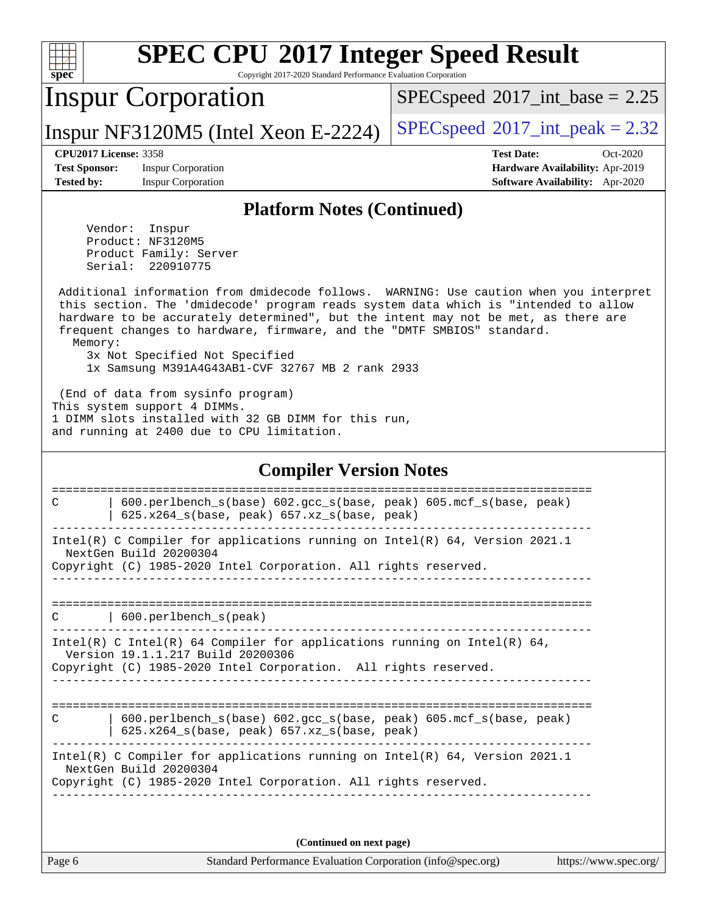## Platform Notes (Continued)

```
     Vendor:  Inspur
     Product: NF3120M5
     Product Family: Server
     Serial:  220910775

 Additional information from dmidecode follows.  WARNING: Use caution when you interpret
 this section. The 'dmidecode' program reads system data which is "intended to allow
 hardware to be accurately determined", but the intent may not be met, as there are
 frequent changes to hardware, firmware, and the "DMTF SMBIOS" standard.
   Memory:
     3x Not Specified Not Specified
     1x Samsung M391A4G43AB1-CVF 32767 MB 2 rank 2933

 (End of data from sysinfo program)
This system support 4 DIMMs.
1 DIMM slots installed with 32 GB DIMM for this run,
and running at 2400 due to CPU limitation.
```

## Compiler Version Notes

```
==============================================================================
C       | 600.perlbench_s(base) 602.gcc_s(base, peak) 605.mcf_s(base, peak)
        | 625.x264_s(base, peak) 657.xz_s(base, peak)
------------------------------------------------------------------------------
Intel(R) C Compiler for applications running on Intel(R) 64, Version 2021.1
  NextGen Build 20200304
Copyright (C) 1985-2020 Intel Corporation. All rights reserved.
------------------------------------------------------------------------------

==============================================================================
C       | 600.perlbench_s(peak)
------------------------------------------------------------------------------
Intel(R) C Intel(R) 64 Compiler for applications running on Intel(R) 64,
  Version 19.1.1.217 Build 20200306
Copyright (C) 1985-2020 Intel Corporation.  All rights reserved.
------------------------------------------------------------------------------

==============================================================================
C       | 600.perlbench_s(base) 602.gcc_s(base, peak) 605.mcf_s(base, peak)
        | 625.x264_s(base, peak) 657.xz_s(base, peak)
------------------------------------------------------------------------------
Intel(R) C Compiler for applications running on Intel(R) 64, Version 2021.1
  NextGen Build 20200304
Copyright (C) 1985-2020 Intel Corporation. All rights reserved.
------------------------------------------------------------------------------
```

**(Continued on next page)**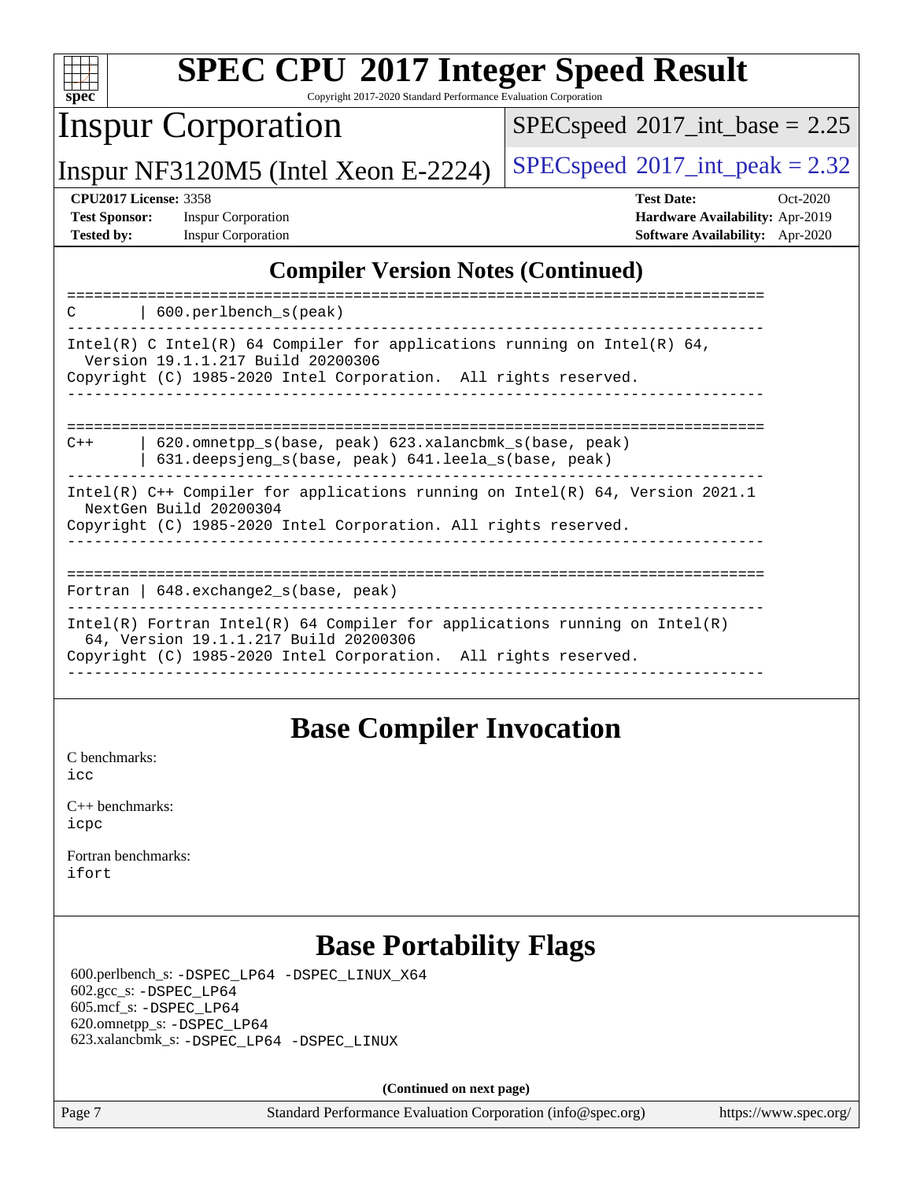## Compiler Version Notes (Continued)

```
==============================================================================
C       | 600.perlbench_s(peak)
------------------------------------------------------------------------------
Intel(R) C Intel(R) 64 Compiler for applications running on Intel(R) 64,
  Version 19.1.1.217 Build 20200306
Copyright (C) 1985-2020 Intel Corporation.  All rights reserved.
------------------------------------------------------------------------------

==============================================================================
C++     | 620.omnetpp_s(base, peak) 623.xalancbmk_s(base, peak)
        | 631.deepsjeng_s(base, peak) 641.leela_s(base, peak)
------------------------------------------------------------------------------
Intel(R) C++ Compiler for applications running on Intel(R) 64, Version 2021.1
  NextGen Build 20200304
Copyright (C) 1985-2020 Intel Corporation. All rights reserved.
------------------------------------------------------------------------------

==============================================================================
Fortran | 648.exchange2_s(base, peak)
------------------------------------------------------------------------------
Intel(R) Fortran Intel(R) 64 Compiler for applications running on Intel(R)
  64, Version 19.1.1.217 Build 20200306
Copyright (C) 1985-2020 Intel Corporation.  All rights reserved.
------------------------------------------------------------------------------
```

## Base Compiler Invocation

C benchmarks:
icc

C++ benchmarks:
icpc

Fortran benchmarks:
ifort

## Base Portability Flags

600.perlbench_s: -DSPEC_LP64 -DSPEC_LINUX_X64
602.gcc_s: -DSPEC_LP64
605.mcf_s: -DSPEC_LP64
620.omnetpp_s: -DSPEC_LP64
623.xalancbmk_s: -DSPEC_LP64 -DSPEC_LINUX

**(Continued on next page)**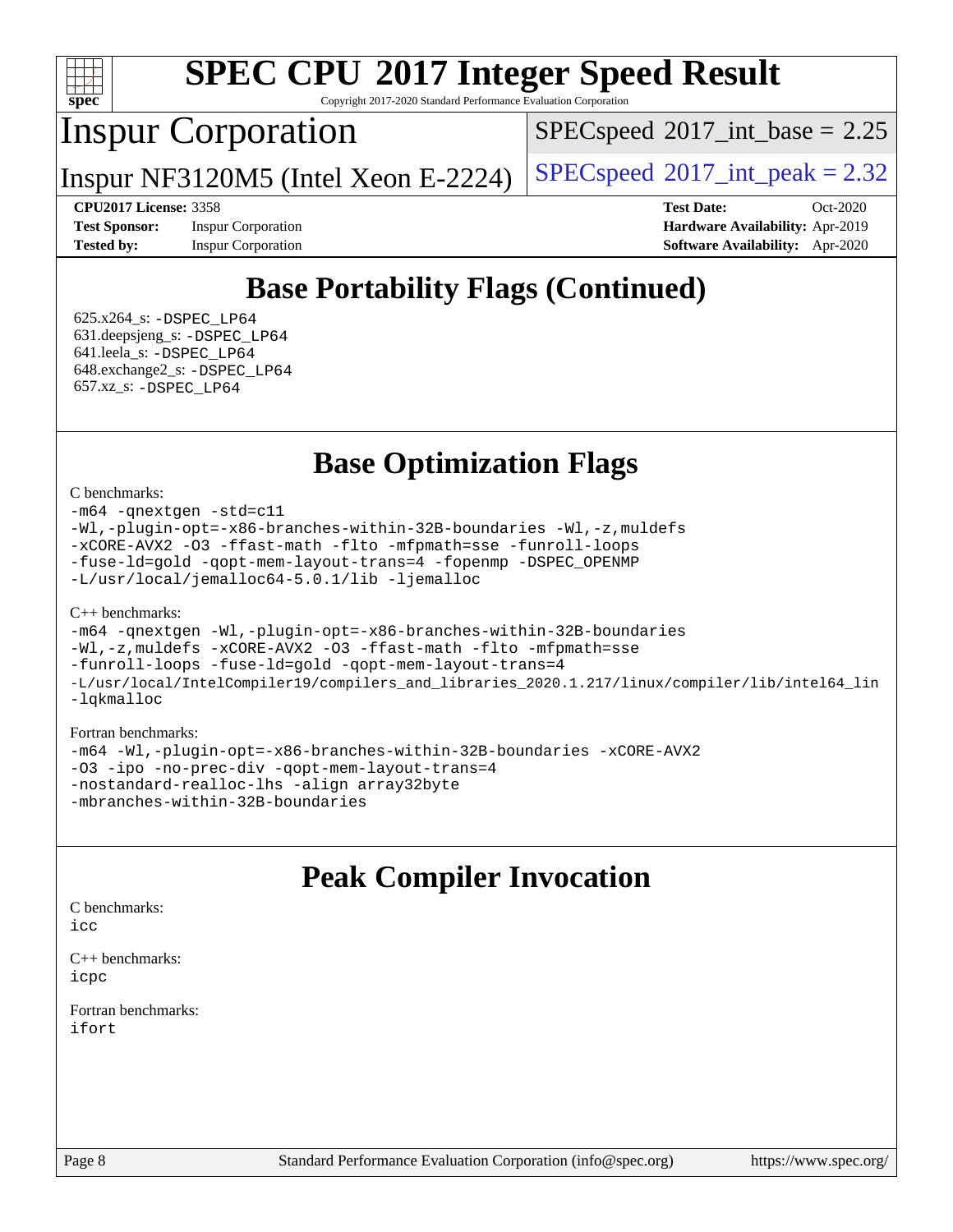# SPEC CPU 2017 Integer Speed Result

Copyright 2017-2020 Standard Performance Evaluation Corporation

## Inspur Corporation

Inspur NF3120M5 (Intel Xeon E-2224)

SPECspeed 2017_int_base = 2.25

SPECspeed 2017_int_peak = 2.32

**CPU2017 License:** 3358
**Test Sponsor:** Inspur Corporation
**Tested by:** Inspur Corporation

**Test Date:** Oct-2020
**Hardware Availability:** Apr-2019
**Software Availability:** Apr-2020

## Base Portability Flags (Continued)

625.x264_s: -DSPEC_LP64
631.deepsjeng_s: -DSPEC_LP64
641.leela_s: -DSPEC_LP64
648.exchange2_s: -DSPEC_LP64
657.xz_s: -DSPEC_LP64

## Base Optimization Flags

C benchmarks:

```
-m64 -qnextgen -std=c11
-Wl,-plugin-opt=-x86-branches-within-32B-boundaries -Wl,-z,muldefs
-xCORE-AVX2 -O3 -ffast-math -flto -mfpmath=sse -funroll-loops
-fuse-ld=gold -qopt-mem-layout-trans=4 -fopenmp -DSPEC_OPENMP
-L/usr/local/jemalloc64-5.0.1/lib -ljemalloc
```

C++ benchmarks:

```
-m64 -qnextgen -Wl,-plugin-opt=-x86-branches-within-32B-boundaries
-Wl,-z,muldefs -xCORE-AVX2 -O3 -ffast-math -flto -mfpmath=sse
-funroll-loops -fuse-ld=gold -qopt-mem-layout-trans=4
-L/usr/local/IntelCompiler19/compilers_and_libraries_2020.1.217/linux/compiler/lib/intel64_lin
-lqkmalloc
```

Fortran benchmarks:

```
-m64 -Wl,-plugin-opt=-x86-branches-within-32B-boundaries -xCORE-AVX2
-O3 -ipo -no-prec-div -qopt-mem-layout-trans=4
-nostandard-realloc-lhs -align array32byte
-mbranches-within-32B-boundaries
```

## Peak Compiler Invocation

C benchmarks:
icc

C++ benchmarks:
icpc

Fortran benchmarks:
ifort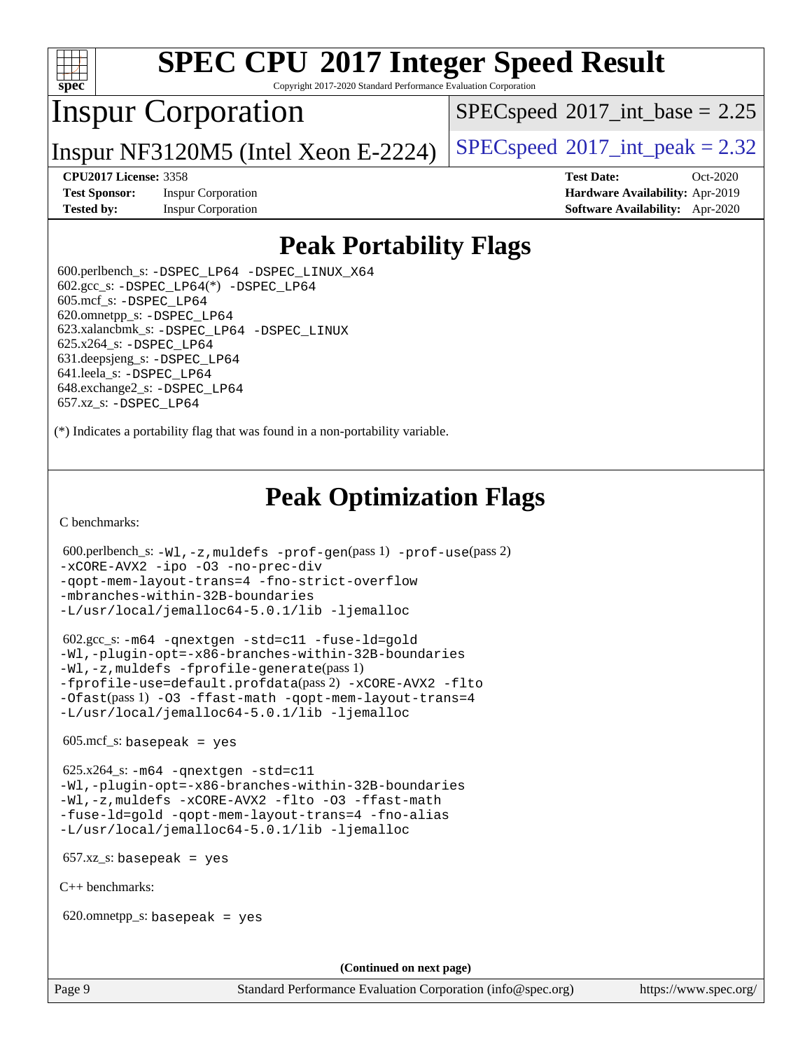# Peak Portability Flags

600.perlbench_s: -DSPEC_LP64 -DSPEC_LINUX_X64
602.gcc_s: -DSPEC_LP64(*) -DSPEC_LP64
605.mcf_s: -DSPEC_LP64
620.omnetpp_s: -DSPEC_LP64
623.xalancbmk_s: -DSPEC_LP64 -DSPEC_LINUX
625.x264_s: -DSPEC_LP64
631.deepsjeng_s: -DSPEC_LP64
641.leela_s: -DSPEC_LP64
648.exchange2_s: -DSPEC_LP64
657.xz_s: -DSPEC_LP64

(*) Indicates a portability flag that was found in a non-portability variable.

# Peak Optimization Flags

C benchmarks:

600.perlbench_s: -Wl,-z,muldefs -prof-gen(pass 1) -prof-use(pass 2) -xCORE-AVX2 -ipo -O3 -no-prec-div -qopt-mem-layout-trans=4 -fno-strict-overflow -mbranches-within-32B-boundaries -L/usr/local/jemalloc64-5.0.1/lib -ljemalloc

602.gcc_s: -m64 -qnextgen -std=c11 -fuse-ld=gold -Wl,-plugin-opt=-x86-branches-within-32B-boundaries -Wl,-z,muldefs -fprofile-generate(pass 1) -fprofile-use=default.profdata(pass 2) -xCORE-AVX2 -flto -Ofast(pass 1) -O3 -ffast-math -qopt-mem-layout-trans=4 -L/usr/local/jemalloc64-5.0.1/lib -ljemalloc

605.mcf_s: basepeak = yes

625.x264_s: -m64 -qnextgen -std=c11 -Wl,-plugin-opt=-x86-branches-within-32B-boundaries -Wl,-z,muldefs -xCORE-AVX2 -flto -O3 -ffast-math -fuse-ld=gold -qopt-mem-layout-trans=4 -fno-alias -L/usr/local/jemalloc64-5.0.1/lib -ljemalloc

657.xz_s: basepeak = yes

C++ benchmarks:

620.omnetpp_s: basepeak = yes

(Continued on next page)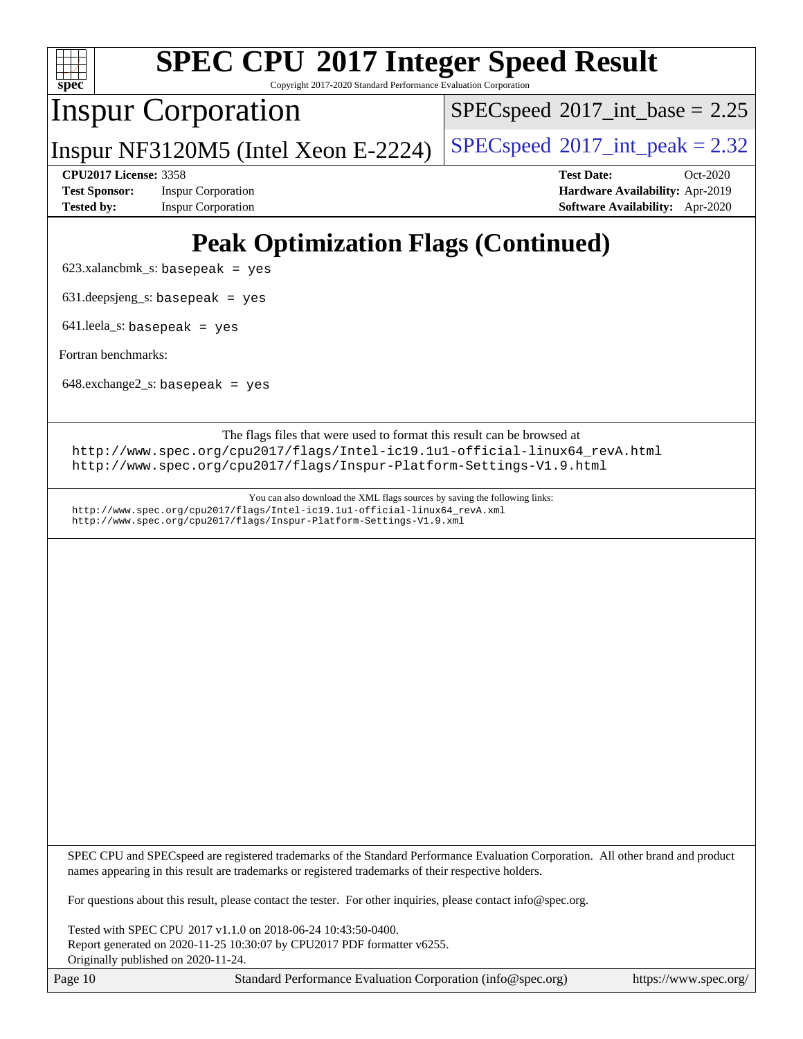# Peak Optimization Flags (Continued)

623.xalancbmk_s: basepeak = yes

631.deepsjeng_s: basepeak = yes

641.leela_s: basepeak = yes

Fortran benchmarks:

648.exchange2_s: basepeak = yes

The flags files that were used to format this result can be browsed at
http://www.spec.org/cpu2017/flags/Intel-ic19.1u1-official-linux64_revA.html
http://www.spec.org/cpu2017/flags/Inspur-Platform-Settings-V1.9.html

You can also download the XML flags sources by saving the following links:
http://www.spec.org/cpu2017/flags/Intel-ic19.1u1-official-linux64_revA.xml
http://www.spec.org/cpu2017/flags/Inspur-Platform-Settings-V1.9.xml

SPEC CPU and SPECspeed are registered trademarks of the Standard Performance Evaluation Corporation. All other brand and product names appearing in this result are trademarks or registered trademarks of their respective holders.

For questions about this result, please contact the tester. For other inquiries, please contact info@spec.org.

Tested with SPEC CPU 2017 v1.1.0 on 2018-06-24 10:43:50-0400.
Report generated on 2020-11-25 10:30:07 by CPU2017 PDF formatter v6255.
Originally published on 2020-11-24.